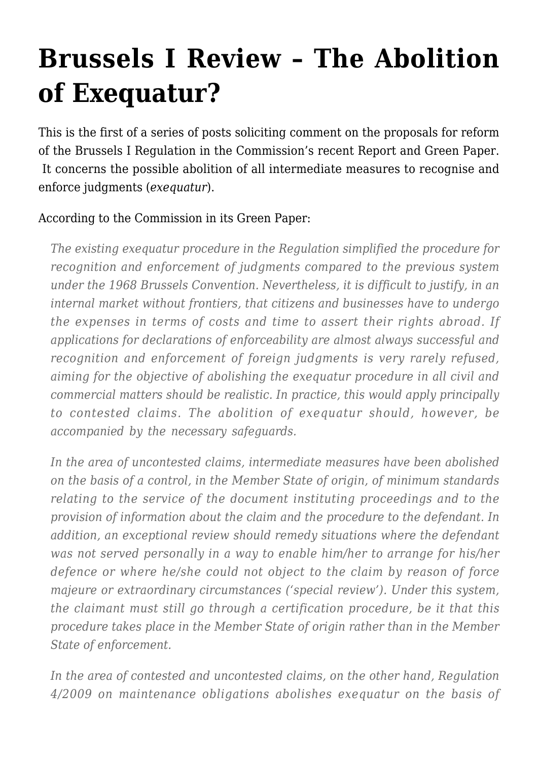# Brussels I Review – The Abolition of Exequatur?

This is the first of a series of posts soliciting comment on the proposals for reform of the Brussels I Regulation in the Commission's recent Report and Green Paper. It concerns the possible abolition of all intermediate measures to recognise and enforce judgments (*exequatur*).

According to the Commission in its Green Paper:

> *The existing exequatur procedure in the Regulation simplified the procedure for recognition and enforcement of judgments compared to the previous system under the 1968 Brussels Convention. Nevertheless, it is difficult to justify, in an internal market without frontiers, that citizens and businesses have to undergo the expenses in terms of costs and time to assert their rights abroad. If applications for declarations of enforceability are almost always successful and recognition and enforcement of foreign judgments is very rarely refused, aiming for the objective of abolishing the exequatur procedure in all civil and commercial matters should be realistic. In practice, this would apply principally to contested claims. The abolition of exequatur should, however, be accompanied by the necessary safeguards.*
>
> *In the area of uncontested claims, intermediate measures have been abolished on the basis of a control, in the Member State of origin, of minimum standards relating to the service of the document instituting proceedings and to the provision of information about the claim and the procedure to the defendant. In addition, an exceptional review should remedy situations where the defendant was not served personally in a way to enable him/her to arrange for his/her defence or where he/she could not object to the claim by reason of force majeure or extraordinary circumstances ('special review'). Under this system, the claimant must still go through a certification procedure, be it that this procedure takes place in the Member State of origin rather than in the Member State of enforcement.*
>
> *In the area of contested and uncontested claims, on the other hand, Regulation 4/2009 on maintenance obligations abolishes exequatur on the basis of*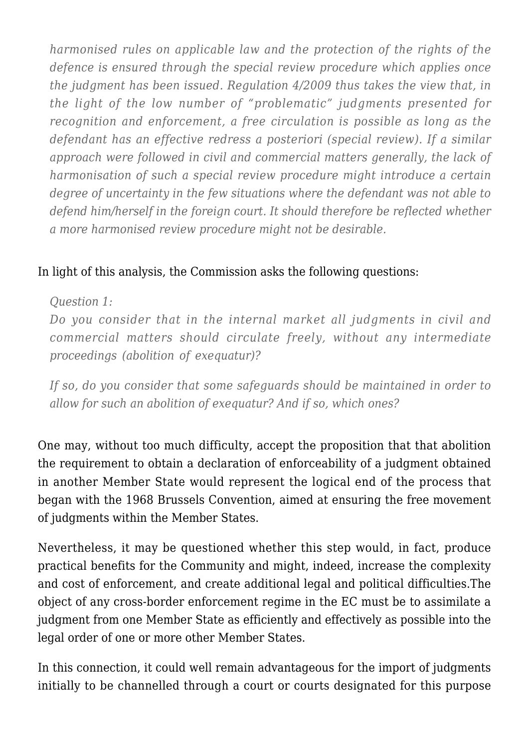> *harmonised rules on applicable law and the protection of the rights of the defence is ensured through the special review procedure which applies once the judgment has been issued. Regulation 4/2009 thus takes the view that, in the light of the low number of "problematic" judgments presented for recognition and enforcement, a free circulation is possible as long as the defendant has an effective redress a posteriori (special review). If a similar approach were followed in civil and commercial matters generally, the lack of harmonisation of such a special review procedure might introduce a certain degree of uncertainty in the few situations where the defendant was not able to defend him/herself in the foreign court. It should therefore be reflected whether a more harmonised review procedure might not be desirable.*

In light of this analysis, the Commission asks the following questions:

> *Question 1:*
> *Do you consider that in the internal market all judgments in civil and commercial matters should circulate freely, without any intermediate proceedings (abolition of exequatur)?*
>
> *If so, do you consider that some safeguards should be maintained in order to allow for such an abolition of exequatur? And if so, which ones?*

One may, without too much difficulty, accept the proposition that that abolition the requirement to obtain a declaration of enforceability of a judgment obtained in another Member State would represent the logical end of the process that began with the 1968 Brussels Convention, aimed at ensuring the free movement of judgments within the Member States.

Nevertheless, it may be questioned whether this step would, in fact, produce practical benefits for the Community and might, indeed, increase the complexity and cost of enforcement, and create additional legal and political difficulties.The object of any cross-border enforcement regime in the EC must be to assimilate a judgment from one Member State as efficiently and effectively as possible into the legal order of one or more other Member States.

In this connection, it could well remain advantageous for the import of judgments initially to be channelled through a court or courts designated for this purpose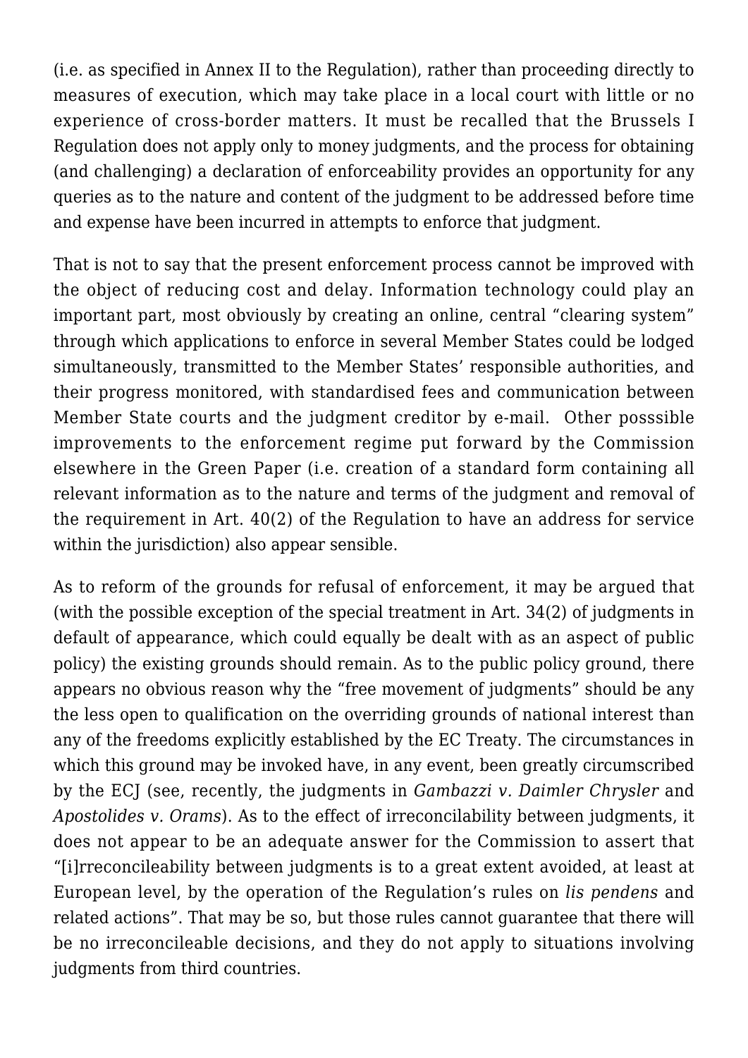(i.e. as specified in Annex II to the Regulation), rather than proceeding directly to measures of execution, which may take place in a local court with little or no experience of cross-border matters. It must be recalled that the Brussels I Regulation does not apply only to money judgments, and the process for obtaining (and challenging) a declaration of enforceability provides an opportunity for any queries as to the nature and content of the judgment to be addressed before time and expense have been incurred in attempts to enforce that judgment.

That is not to say that the present enforcement process cannot be improved with the object of reducing cost and delay. Information technology could play an important part, most obviously by creating an online, central "clearing system" through which applications to enforce in several Member States could be lodged simultaneously, transmitted to the Member States' responsible authorities, and their progress monitored, with standardised fees and communication between Member State courts and the judgment creditor by e-mail. Other posssible improvements to the enforcement regime put forward by the Commission elsewhere in the Green Paper (i.e. creation of a standard form containing all relevant information as to the nature and terms of the judgment and removal of the requirement in Art. 40(2) of the Regulation to have an address for service within the jurisdiction) also appear sensible.

As to reform of the grounds for refusal of enforcement, it may be argued that (with the possible exception of the special treatment in Art. 34(2) of judgments in default of appearance, which could equally be dealt with as an aspect of public policy) the existing grounds should remain. As to the public policy ground, there appears no obvious reason why the "free movement of judgments" should be any the less open to qualification on the overriding grounds of national interest than any of the freedoms explicitly established by the EC Treaty. The circumstances in which this ground may be invoked have, in any event, been greatly circumscribed by the ECJ (see, recently, the judgments in *Gambazzi v. Daimler Chrysler* and *Apostolides v. Orams*). As to the effect of irreconcilability between judgments, it does not appear to be an adequate answer for the Commission to assert that "[i]rreconcileability between judgments is to a great extent avoided, at least at European level, by the operation of the Regulation's rules on *lis pendens* and related actions". That may be so, but those rules cannot guarantee that there will be no irreconcileable decisions, and they do not apply to situations involving judgments from third countries.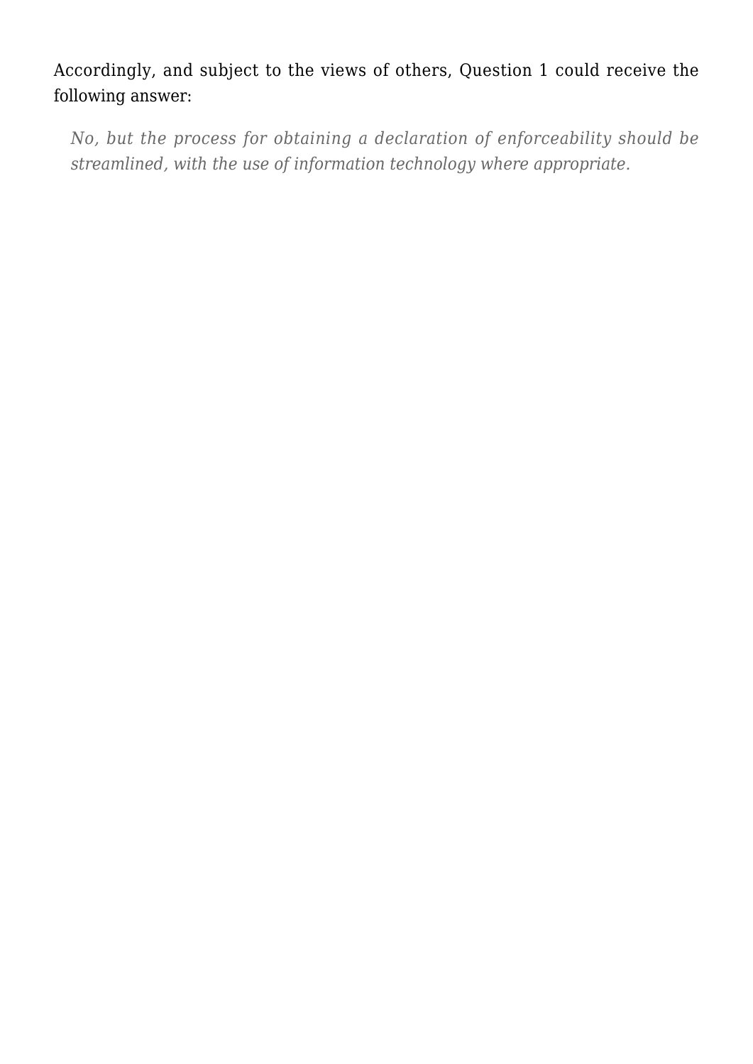Accordingly, and subject to the views of others, Question 1 could receive the following answer:

> *No, but the process for obtaining a declaration of enforceability should be streamlined, with the use of information technology where appropriate.*